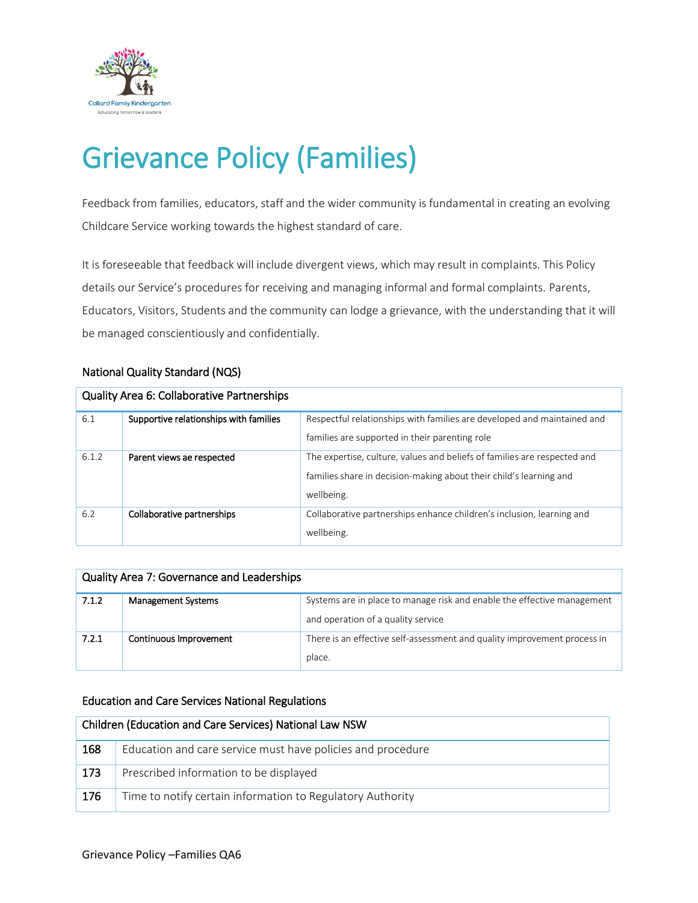# Grievance Policy (Families)

Feedback from families, educators, staff and the wider community is fundamental in creating an evolving Childcare Service working towards the highest standard of care.

It is foreseeable that feedback will include divergent views, which may result in complaints. This Policy details our Service's procedures for receiving and managing informal and formal complaints. Parents, Educators, Visitors, Students and the community can lodge a grievance, with the understanding that it will be managed conscientiously and confidentially.

### National Quality Standard (NQS)

| Quality Area 6: Collaborative Partnerships | | |
|---|---|---|
| 6.1 | **Supportive relationships with families** | Respectful relationships with families are developed and maintained and families are supported in their parenting role |
| 6.1.2 | **Parent views ae respected** | The expertise, culture, values and beliefs of families are respected and families share in decision-making about their child's learning and wellbeing. |
| 6.2 | **Collaborative partnerships** | Collaborative partnerships enhance children's inclusion, learning and wellbeing. |

| Quality Area 7: Governance and Leaderships | | |
|---|---|---|
| **7.1.2** | **Management Systems** | Systems are in place to manage risk and enable the effective management and operation of a quality service |
| **7.2.1** | **Continuous Improvement** | There is an effective self-assessment and quality improvement process in place. |

### Education and Care Services National Regulations

| Children (Education and Care Services) National Law NSW | |
|---|---|
| **168** | Education and care service must have policies and procedure |
| **173** | Prescribed information to be displayed |
| **176** | Time to notify certain information to Regulatory Authority |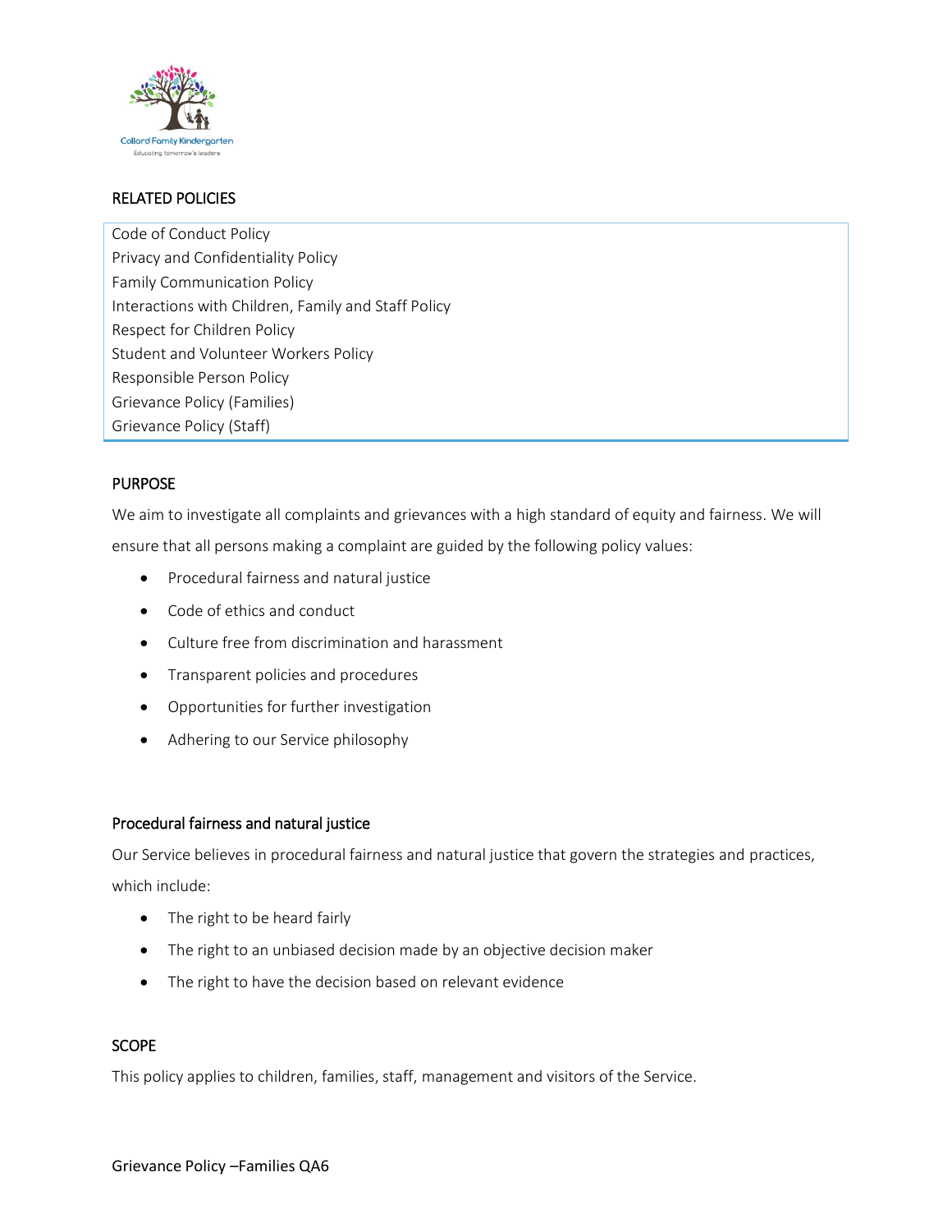## RELATED POLICIES

| |
|---|
| Code of Conduct Policy |
| Privacy and Confidentiality Policy |
| Family Communication Policy |
| Interactions with Children, Family and Staff Policy |
| Respect for Children Policy |
| Student and Volunteer Workers Policy |
| Responsible Person Policy |
| Grievance Policy (Families) |
| Grievance Policy (Staff) |

## PURPOSE

We aim to investigate all complaints and grievances with a high standard of equity and fairness. We will ensure that all persons making a complaint are guided by the following policy values:

- Procedural fairness and natural justice
- Code of ethics and conduct
- Culture free from discrimination and harassment
- Transparent policies and procedures
- Opportunities for further investigation
- Adhering to our Service philosophy

### Procedural fairness and natural justice

Our Service believes in procedural fairness and natural justice that govern the strategies and practices, which include:

- The right to be heard fairly
- The right to an unbiased decision made by an objective decision maker
- The right to have the decision based on relevant evidence

## SCOPE

This policy applies to children, families, staff, management and visitors of the Service.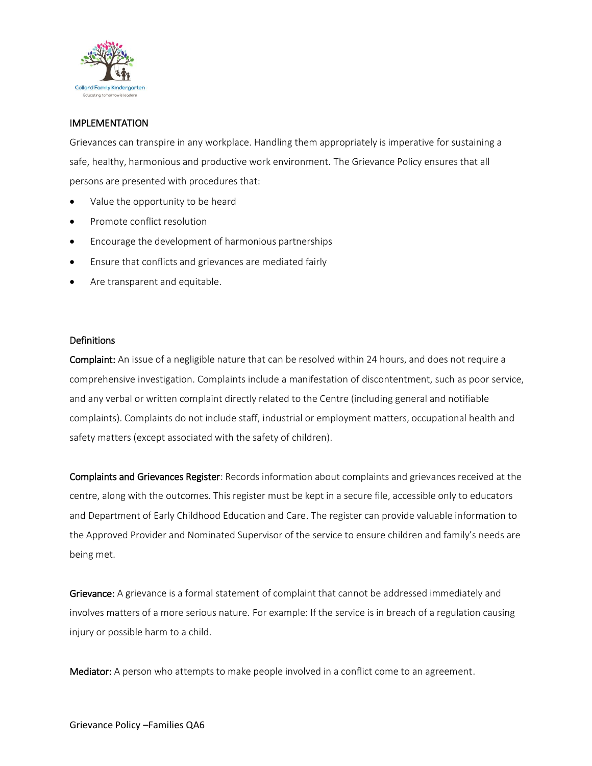## IMPLEMENTATION

Grievances can transpire in any workplace. Handling them appropriately is imperative for sustaining a safe, healthy, harmonious and productive work environment. The Grievance Policy ensures that all persons are presented with procedures that:

- Value the opportunity to be heard
- Promote conflict resolution
- Encourage the development of harmonious partnerships
- Ensure that conflicts and grievances are mediated fairly
- Are transparent and equitable.

### Definitions

**Complaint:** An issue of a negligible nature that can be resolved within 24 hours, and does not require a comprehensive investigation. Complaints include a manifestation of discontentment, such as poor service, and any verbal or written complaint directly related to the Centre (including general and notifiable complaints). Complaints do not include staff, industrial or employment matters, occupational health and safety matters (except associated with the safety of children).

**Complaints and Grievances Register**: Records information about complaints and grievances received at the centre, along with the outcomes. This register must be kept in a secure file, accessible only to educators and Department of Early Childhood Education and Care. The register can provide valuable information to the Approved Provider and Nominated Supervisor of the service to ensure children and family's needs are being met.

**Grievance:** A grievance is a formal statement of complaint that cannot be addressed immediately and involves matters of a more serious nature. For example: If the service is in breach of a regulation causing injury or possible harm to a child.

**Mediator:** A person who attempts to make people involved in a conflict come to an agreement.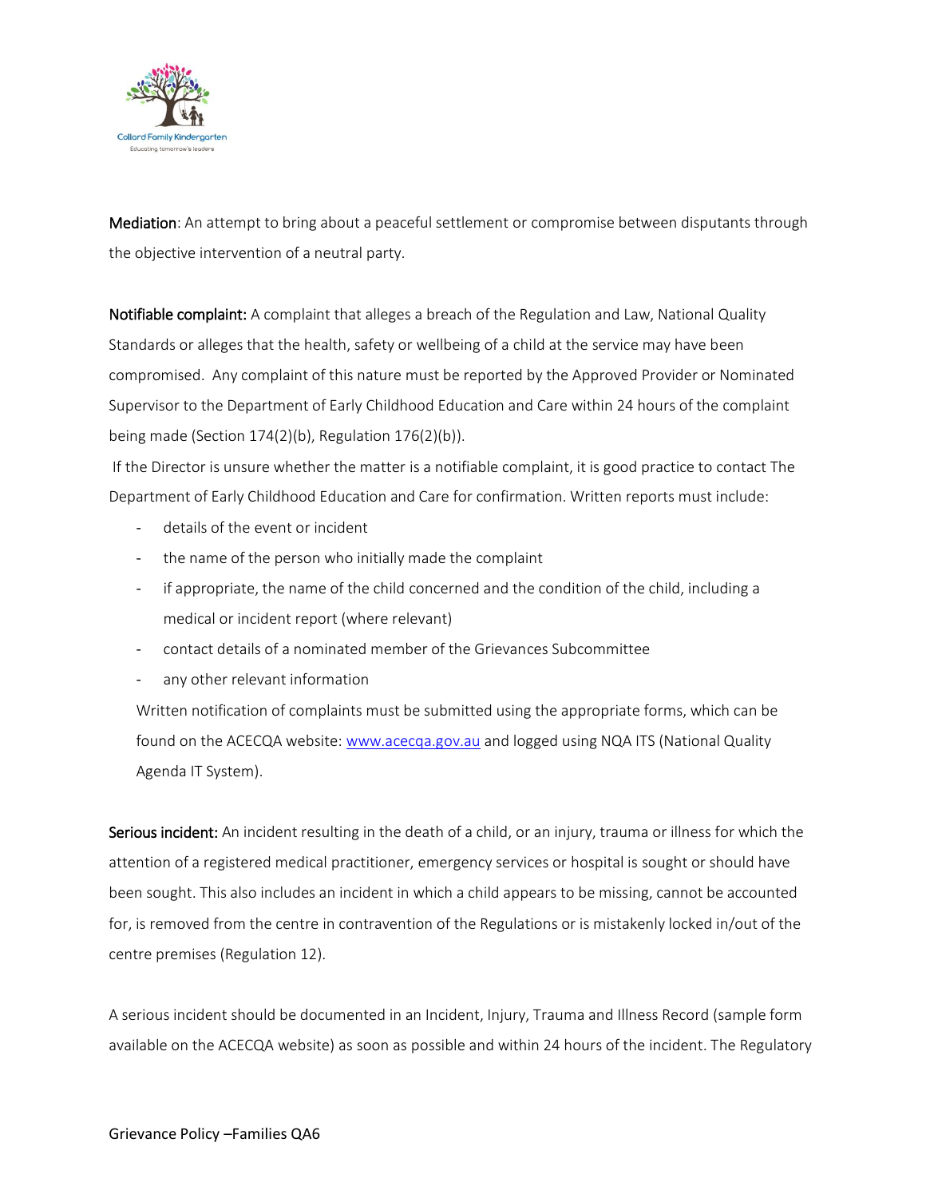**Mediation**: An attempt to bring about a peaceful settlement or compromise between disputants through the objective intervention of a neutral party.

**Notifiable complaint:** A complaint that alleges a breach of the Regulation and Law, National Quality Standards or alleges that the health, safety or wellbeing of a child at the service may have been compromised. Any complaint of this nature must be reported by the Approved Provider or Nominated Supervisor to the Department of Early Childhood Education and Care within 24 hours of the complaint being made (Section 174(2)(b), Regulation 176(2)(b)).

If the Director is unsure whether the matter is a notifiable complaint, it is good practice to contact The Department of Early Childhood Education and Care for confirmation. Written reports must include:

- details of the event or incident
- the name of the person who initially made the complaint
- if appropriate, the name of the child concerned and the condition of the child, including a medical or incident report (where relevant)
- contact details of a nominated member of the Grievances Subcommittee
- any other relevant information

Written notification of complaints must be submitted using the appropriate forms, which can be found on the ACECQA website: [www.acecqa.gov.au](http://www.acecqa.gov.au) and logged using NQA ITS (National Quality Agenda IT System).

**Serious incident:** An incident resulting in the death of a child, or an injury, trauma or illness for which the attention of a registered medical practitioner, emergency services or hospital is sought or should have been sought. This also includes an incident in which a child appears to be missing, cannot be accounted for, is removed from the centre in contravention of the Regulations or is mistakenly locked in/out of the centre premises (Regulation 12).

A serious incident should be documented in an Incident, Injury, Trauma and Illness Record (sample form available on the ACECQA website) as soon as possible and within 24 hours of the incident. The Regulatory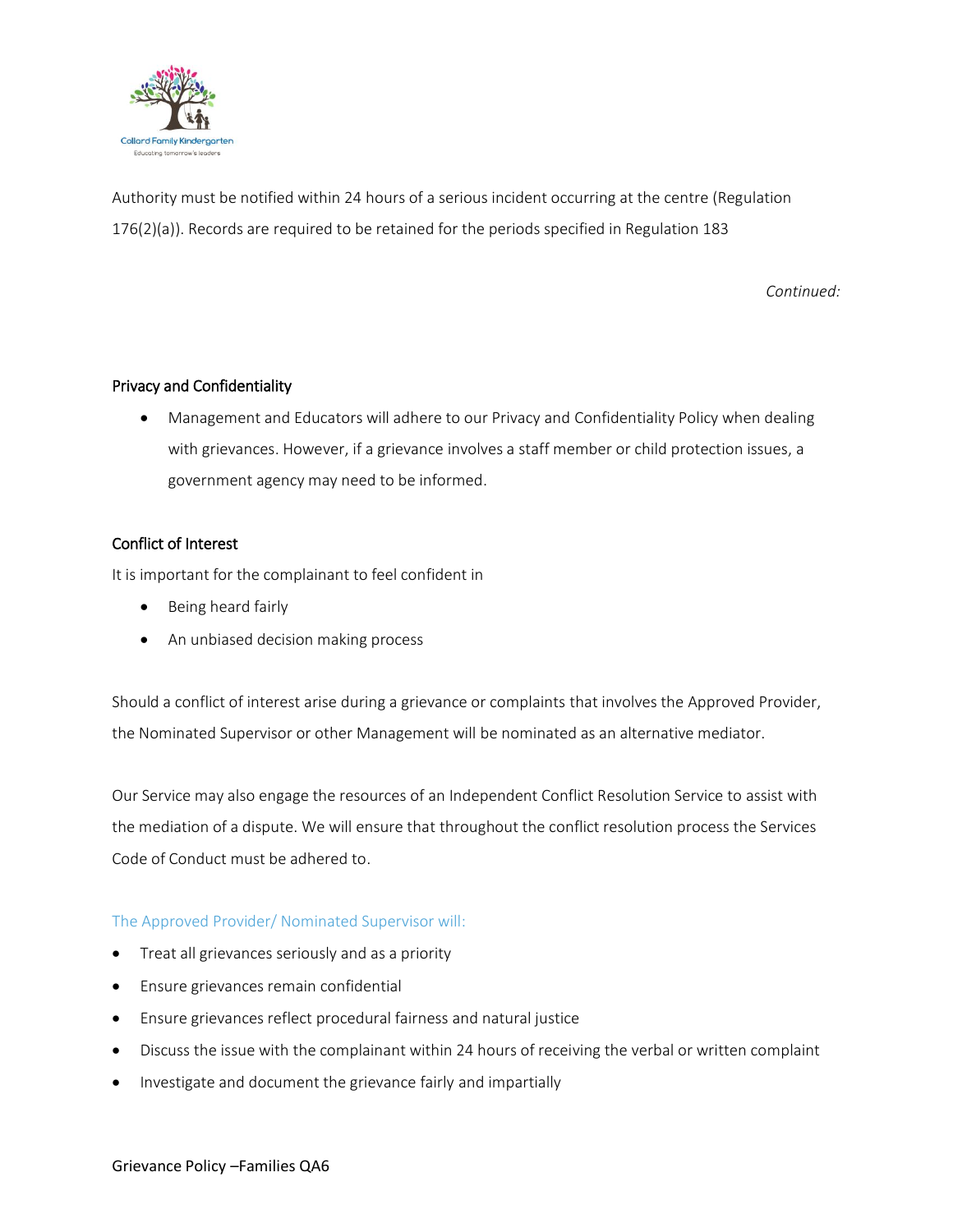Authority must be notified within 24 hours of a serious incident occurring at the centre (Regulation 176(2)(a)). Records are required to be retained for the periods specified in Regulation 183

*Continued:*

### Privacy and Confidentiality

- Management and Educators will adhere to our Privacy and Confidentiality Policy when dealing with grievances. However, if a grievance involves a staff member or child protection issues, a government agency may need to be informed.

### Conflict of Interest

It is important for the complainant to feel confident in

- Being heard fairly
- An unbiased decision making process

Should a conflict of interest arise during a grievance or complaints that involves the Approved Provider, the Nominated Supervisor or other Management will be nominated as an alternative mediator.

Our Service may also engage the resources of an Independent Conflict Resolution Service to assist with the mediation of a dispute. We will ensure that throughout the conflict resolution process the Services Code of Conduct must be adhered to.

### The Approved Provider/ Nominated Supervisor will:

- Treat all grievances seriously and as a priority
- Ensure grievances remain confidential
- Ensure grievances reflect procedural fairness and natural justice
- Discuss the issue with the complainant within 24 hours of receiving the verbal or written complaint
- Investigate and document the grievance fairly and impartially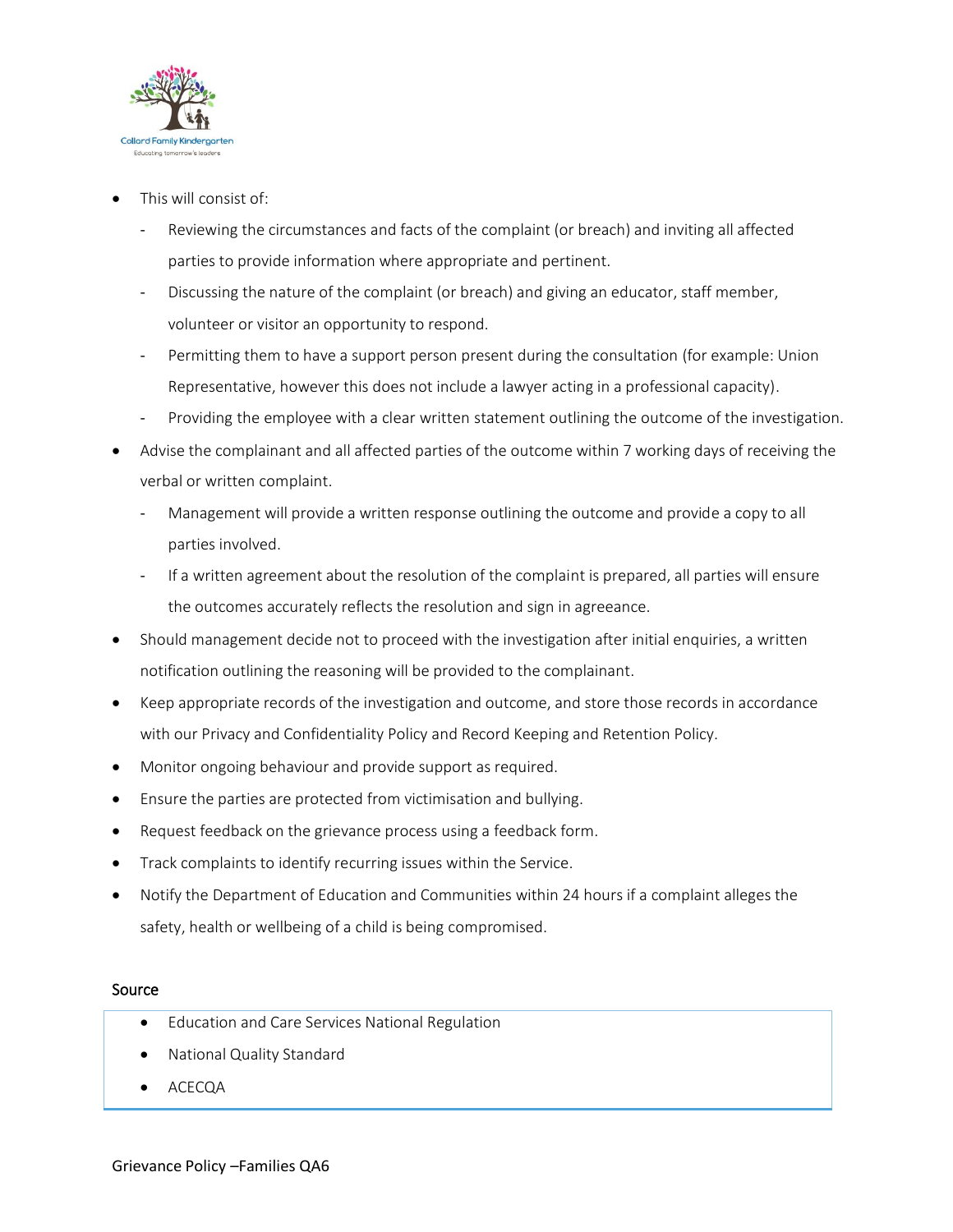- This will consist of:
  - Reviewing the circumstances and facts of the complaint (or breach) and inviting all affected parties to provide information where appropriate and pertinent.
  - Discussing the nature of the complaint (or breach) and giving an educator, staff member, volunteer or visitor an opportunity to respond.
  - Permitting them to have a support person present during the consultation (for example: Union Representative, however this does not include a lawyer acting in a professional capacity).
  - Providing the employee with a clear written statement outlining the outcome of the investigation.
- Advise the complainant and all affected parties of the outcome within 7 working days of receiving the verbal or written complaint.
  - Management will provide a written response outlining the outcome and provide a copy to all parties involved.
  - If a written agreement about the resolution of the complaint is prepared, all parties will ensure the outcomes accurately reflects the resolution and sign in agreeance.
- Should management decide not to proceed with the investigation after initial enquiries, a written notification outlining the reasoning will be provided to the complainant.
- Keep appropriate records of the investigation and outcome, and store those records in accordance with our Privacy and Confidentiality Policy and Record Keeping and Retention Policy.
- Monitor ongoing behaviour and provide support as required.
- Ensure the parties are protected from victimisation and bullying.
- Request feedback on the grievance process using a feedback form.
- Track complaints to identify recurring issues within the Service.
- Notify the Department of Education and Communities within 24 hours if a complaint alleges the safety, health or wellbeing of a child is being compromised.

## Source

- Education and Care Services National Regulation
- National Quality Standard
- ACECQA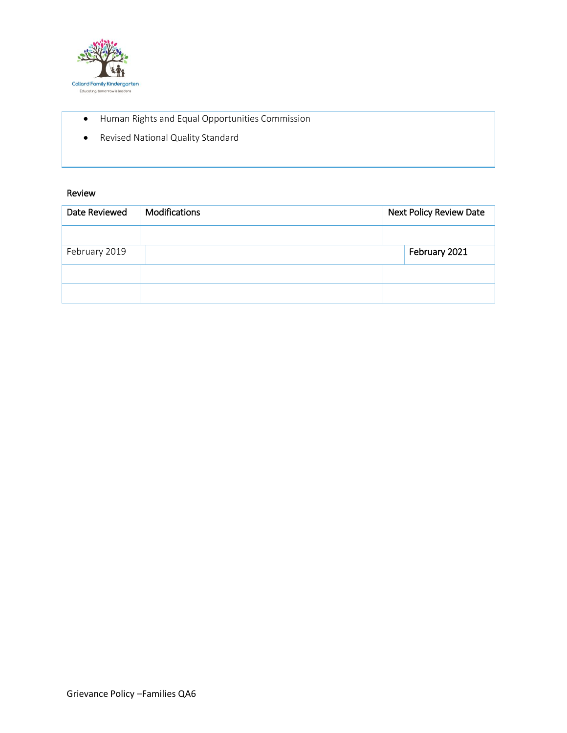- Human Rights and Equal Opportunities Commission
- Revised National Quality Standard

Review

| Date Reviewed | Modifications | Next Policy Review Date |
|---|---|---|
| | | |
| February 2019 | | February 2021 |
| | | |
| | | |